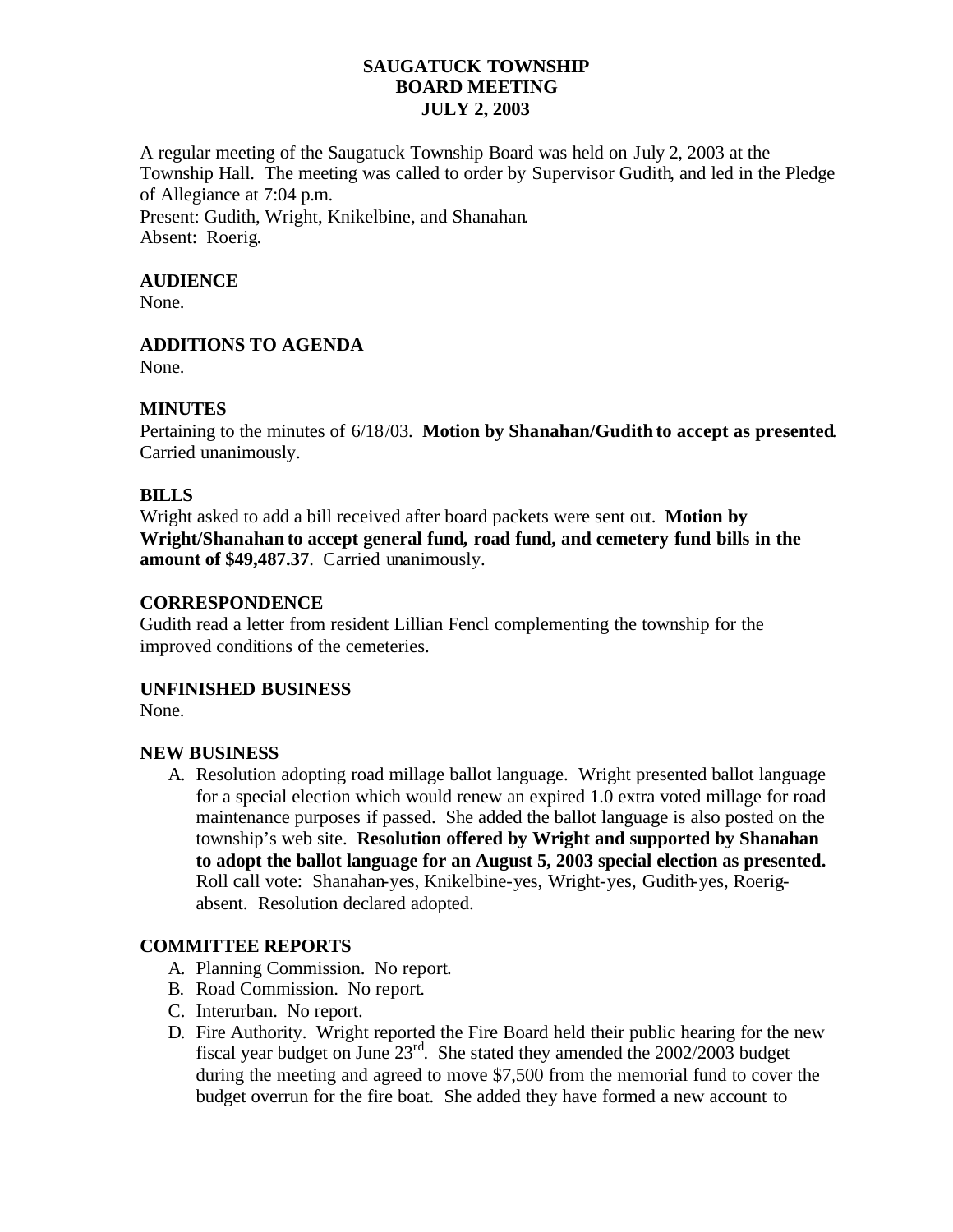# SAUGATUCK TOWNSHIP
## BOARD MEETING
## JULY 2, 2003

A regular meeting of the Saugatuck Township Board was held on July 2, 2003 at the Township Hall. The meeting was called to order by Supervisor Gudith, and led in the Pledge of Allegiance at 7:04 p.m.
Present: Gudith, Wright, Knikelbine, and Shanahan.
Absent: Roerig.

### AUDIENCE
None.

### ADDITIONS TO AGENDA
None.

### MINUTES
Pertaining to the minutes of 6/18/03. **Motion by Shanahan/Gudith to accept as presented.** Carried unanimously.

### BILLS
Wright asked to add a bill received after board packets were sent out. **Motion by Wright/Shanahan to accept general fund, road fund, and cemetery fund bills in the amount of $49,487.37**. Carried unanimously.

### CORRESPONDENCE
Gudith read a letter from resident Lillian Fencl complementing the township for the improved conditions of the cemeteries.

### UNFINISHED BUSINESS
None.

### NEW BUSINESS
A. Resolution adopting road millage ballot language. Wright presented ballot language for a special election which would renew an expired 1.0 extra voted millage for road maintenance purposes if passed. She added the ballot language is also posted on the township's web site. **Resolution offered by Wright and supported by Shanahan to adopt the ballot language for an August 5, 2003 special election as presented.** Roll call vote: Shanahan-yes, Knikelbine-yes, Wright-yes, Gudith-yes, Roerig-absent. Resolution declared adopted.

### COMMITTEE REPORTS
A. Planning Commission. No report.
B. Road Commission. No report.
C. Interurban. No report.
D. Fire Authority. Wright reported the Fire Board held their public hearing for the new fiscal year budget on June 23rd. She stated they amended the 2002/2003 budget during the meeting and agreed to move $7,500 from the memorial fund to cover the budget overrun for the fire boat. She added they have formed a new account to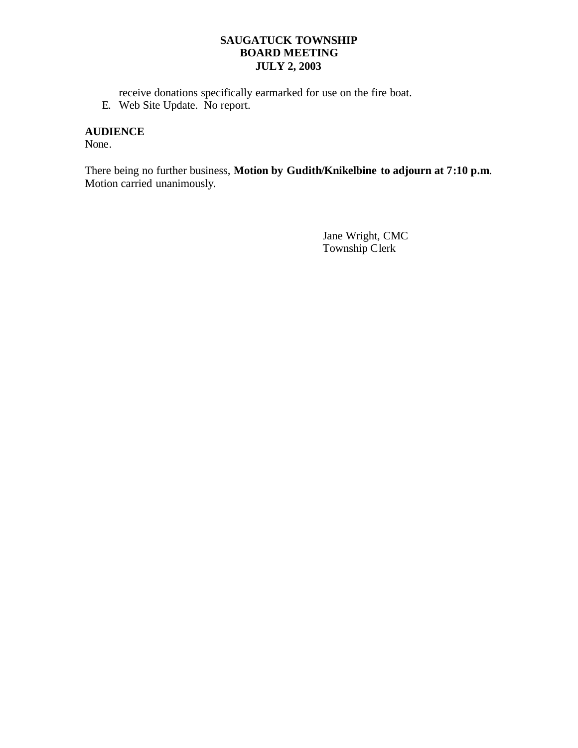receive donations specifically earmarked for use on the fire boat.

E. Web Site Update. No report.

**AUDIENCE**
None.

There being no further business, **Motion by Gudith/Knikelbine to adjourn at 7:10 p.m**. Motion carried unanimously.

Jane Wright, CMC
Township Clerk